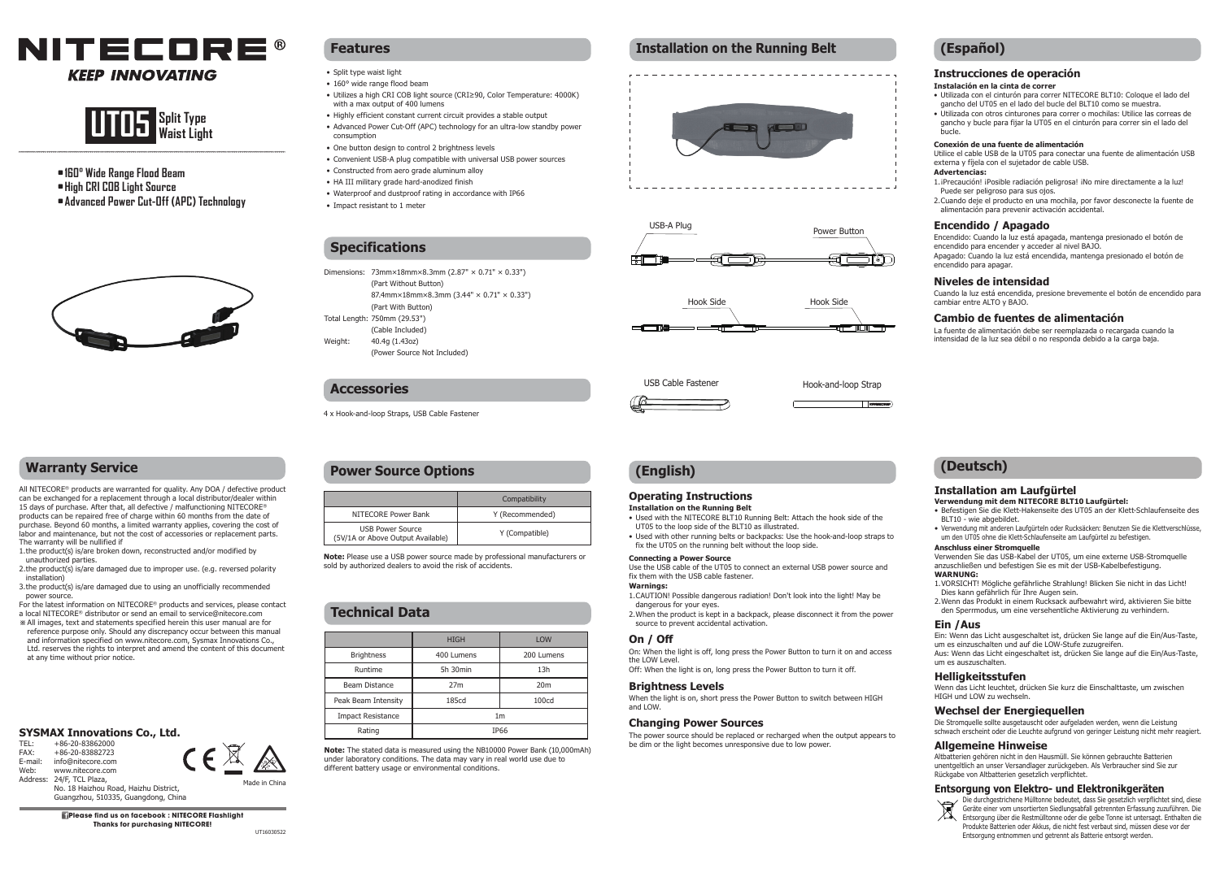# NITECORE®

*KEEP INNOVATING*

**UT05** Split Type Waist Light

- 160° Wide Range Flood Beam
- High CRI COB Light Source
- Advanced Power Cut-Off (APC) Technology

## Features

- Split type waist light
- 160° wide range flood beam
- Utilizes a high CRI COB light source (CRI≥90, Color Temperature: 4000K) with a max output of 400 lumens
- Highly efficient constant current circuit provides a stable output
- Advanced Power Cut-Off (APC) technology for an ultra-low standby power consumption
- One button design to control 2 brightness levels
- Convenient USB-A plug compatible with universal USB power sources
- Constructed from aero grade aluminum alloy
- HA III military grade hard-anodized finish
- Waterproof and dustproof rating in accordance with IP66
- Impact resistant to 1 meter

## Specifications

Dimensions: 73mm×18mm×8.3mm (2.87" × 0.71" × 0.33") (Part Without Button)
87.4mm×18mm×8.3mm (3.44" × 0.71" × 0.33") (Part With Button)
Total Length: 750mm (29.53") (Cable Included)
Weight: 40.4g (1.43oz) (Power Source Not Included)

## Accessories

4 x Hook-and-loop Straps, USB Cable Fastener

## Installation on the Running Belt

USB-A Plug
Power Button
Hook Side
Hook Side
USB Cable Fastener
Hook-and-loop Strap

## (Español)

### Instrucciones de operación

**Instalación en la cinta de correr**

- Utilizada con el cinturón para correr NITECORE BLT10: Coloque el lado del gancho del UT05 en el lado del bucle del BLT10 como se muestra.
- Utilizada con otros cinturones para correr o mochilas: Utilice las correas de gancho y bucle para fijar la UT05 en el cinturón para correr sin el lado del bucle.

**Conexión de una fuente de alimentación**

Utilice el cable USB de la UT05 para conectar una fuente de alimentación USB externa y fíjela con el sujetador de cable USB.

**Advertencias:**

1. ¡Precaución! ¡Posible radiación peligrosa! ¡No mire directamente a la luz! Puede ser peligroso para sus ojos.
2. Cuando deje el producto en una mochila, por favor desconecte la fuente de alimentación para prevenir activación accidental.

### Encendido / Apagado

Encendido: Cuando la luz está apagada, mantenga presionado el botón de encendido para encender y acceder al nivel BAJO.
Apagado: Cuando la luz está encendida, mantenga presionado el botón de encendido para apagar.

### Niveles de intensidad

Cuando la luz está encendida, presione brevemente el botón de encendido para cambiar entre ALTO y BAJO.

### Cambio de fuentes de alimentación

La fuente de alimentación debe ser reemplazada o recargada cuando la intensidad de la luz sea débil o no responda debido a la carga baja.

## Warranty Service

All NITECORE® products are warranted for quality. Any DOA / defective product can be exchanged for a replacement through a local distributor/dealer within 15 days of purchase. After that, all defective / malfunctioning NITECORE® products can be repaired free of charge within 60 months from the date of purchase. Beyond 60 months, a limited warranty applies, covering the cost of labor and maintenance, but not the cost of accessories or replacement parts. The warranty will be nullified if

1. the product(s) is/are broken down, reconstructed and/or modified by unauthorized parties.
2. the product(s) is/are damaged due to improper use. (e.g. reversed polarity installation)
3. the product(s) is/are damaged due to using an unofficially recommended power source.

For the latest information on NITECORE® products and services, please contact a local NITECORE® distributor or send an email to service@nitecore.com

※ All images, text and statements specified herein this user manual are for reference purpose only. Should any discrepancy occur between this manual and information specified on www.nitecore.com, Sysmax Innovations Co., Ltd. reserves the rights to interpret and amend the content of this document at any time without prior notice.

### SYSMAX Innovations Co., Ltd.

TEL: +86-20-83862000
FAX: +86-20-83882723
E-mail: info@nitecore.com
Web: www.nitecore.com
Address: 24/F, TCL Plaza, No. 18 Haizhou Road, Haizhu District, Guangzhou, 510335, Guangdong, China

Made in China

**Please find us on facebook : NITECORE Flashlight**
**Thanks for purchasing NITECORE!**

UT16030522

## Power Source Options

| | Compatibility |
|---|---|
| NITECORE Power Bank | Y (Recommended) |
| USB Power Source (5V/1A or Above Output Available) | Y (Compatible) |

**Note:** Please use a USB power source made by professional manufacturers or sold by authorized dealers to avoid the risk of accidents.

## Technical Data

| | HIGH | LOW |
|---|---|---|
| Brightness | 400 Lumens | 200 Lumens |
| Runtime | 5h 30min | 13h |
| Beam Distance | 27m | 20m |
| Peak Beam Intensity | 185cd | 100cd |
| Impact Resistance | 1m | |
| Rating | IP66 | |

**Note:** The stated data is measured using the NB10000 Power Bank (10,000mAh) under laboratory conditions. The data may vary in real world use due to different battery usage or environmental conditions.

## (English)

### Operating Instructions

**Installation on the Running Belt**

- Used with the NITECORE BLT10 Running Belt: Attach the hook side of the UT05 to the loop side of the BLT10 as illustrated.
- Used with other running belts or backpacks: Use the hook-and-loop straps to fix the UT05 on the running belt without the loop side.

**Connecting a Power Source**

Use the USB cable of the UT05 to connect an external USB power source and fix them with the USB cable fastener.

**Warnings:**

1. CAUTION! Possible dangerous radiation! Don't look into the light! May be dangerous for your eyes.
2. When the product is kept in a backpack, please disconnect it from the power source to prevent accidental activation.

### On / Off

On: When the light is off, long press the Power Button to turn it on and access the LOW Level.
Off: When the light is on, long press the Power Button to turn it off.

### Brightness Levels

When the light is on, short press the Power Button to switch between HIGH and LOW.

### Changing Power Sources

The power source should be replaced or recharged when the output appears to be dim or the light becomes unresponsive due to low power.

## (Deutsch)

### Installation am Laufgürtel

**Verwendung mit dem NITECORE BLT10 Laufgürtel:**

- Befestigen Sie die Klett-Hakenseite des UT05 an der Klett-Schlaufenseite des BLT10 - wie abgebildet.
- Verwendung mit anderen Laufgürteln oder Rucksäcken: Benutzen Sie die Klettverschlüsse, um den UT05 ohne die Klett-Schlaufenseite am Laufgürtel zu befestigen.

**Anschluss einer Stromquelle**

Verwenden Sie das USB-Kabel der UT05, um eine externe USB-Stromquelle anzuschließen und befestigen Sie es mit der USB-Kabelbefestigung.

**WARNUNG:**

1. VORSICHT! Mögliche gefährliche Strahlung! Blicken Sie nicht in das Licht! Dies kann gefährlich für Ihre Augen sein.
2. Wenn das Produkt in einem Rucksack aufbewahrt wird, aktivieren Sie bitte den Sperrmodus, um eine versehentliche Aktivierung zu verhindern.

### Ein /Aus

Ein: Wenn das Licht ausgeschaltet ist, drücken Sie lange auf die Ein/Aus-Taste, um es einzuschalten und auf die LOW-Stufe zuzugreifen.
Aus: Wenn das Licht eingeschaltet ist, drücken Sie lange auf die Ein/Aus-Taste, um es auszuschalten.

### Helligkeitsstufen

Wenn das Licht leuchtet, drücken Sie kurz die Einschalttaste, um zwischen HIGH und LOW zu wechseln.

### Wechsel der Energiequellen

Die Stromquelle sollte ausgetauscht oder aufgeladen werden, wenn die Leistung schwach erscheint oder die Leuchte aufgrund von geringer Leistung nicht mehr reagiert.

### Allgemeine Hinweise

Altbatterien gehören nicht in den Hausmüll. Sie können gebrauchte Batterien unentgeltlich an unser Versandlager zurückgeben. Als Verbraucher sind Sie zur Rückgabe von Altbatterien gesetzlich verpflichtet.

### Entsorgung von Elektro- und Elektronikgeräten

Die durchgestrichene Mülltonne bedeutet, dass Sie gesetzlich verpflichtet sind, diese Geräte einer vom unsortierten Siedlungsabfall getrennten Erfassung zuzuführen. Die Entsorgung über die Restmülltonne oder die gelbe Tonne ist untersagt. Enthalten die Produkte Batterien oder Akkus, die nicht fest verbaut sind, müssen diese vor der Entsorgung entnommen und getrennt als Batterie entsorgt werden.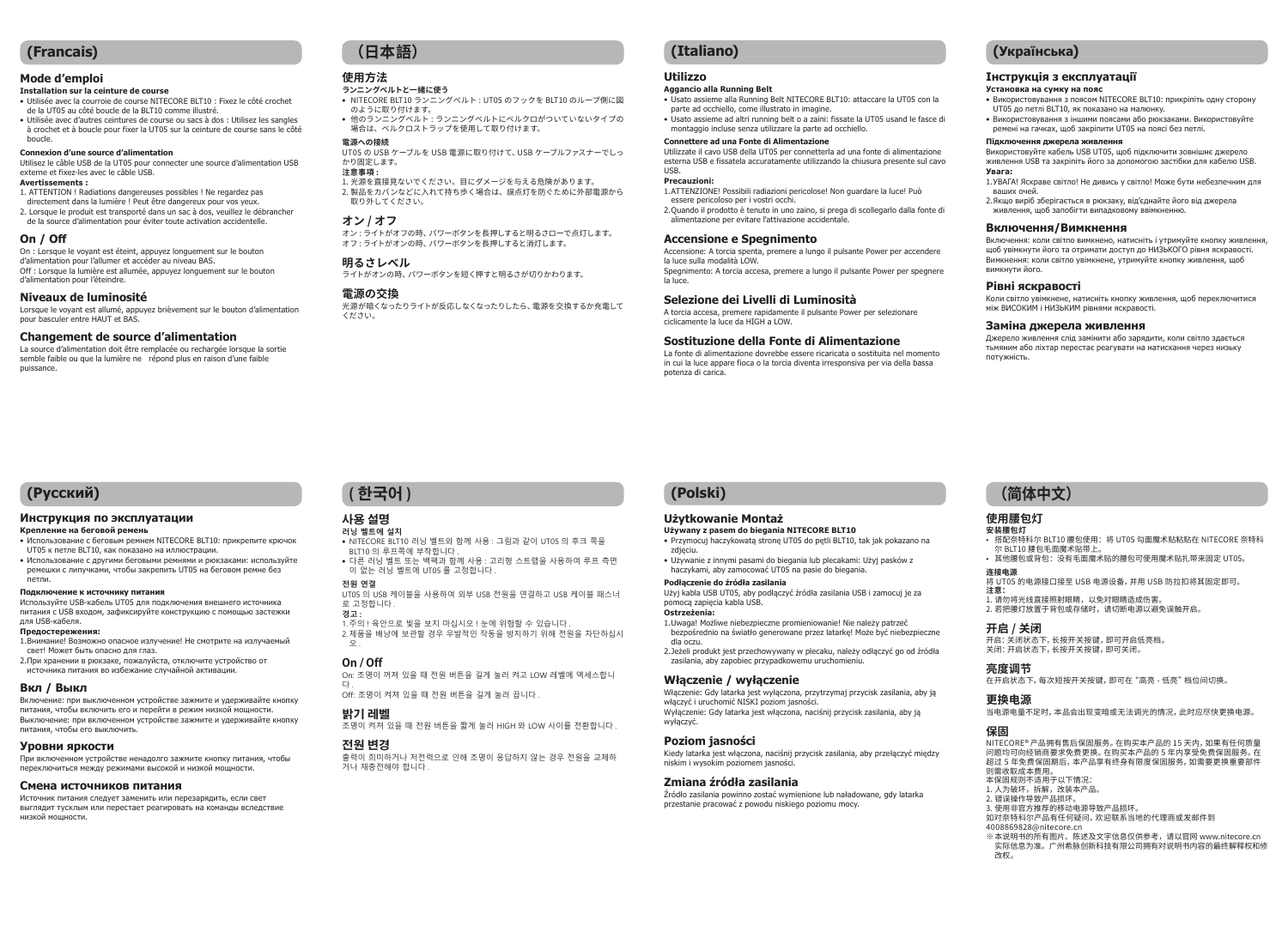## (Francais)

### Mode d'emploi

**Installation sur la ceinture de course**

- Utilisée avec la courroie de course NITECORE BLT10 : Fixez le côté crochet de la UT05 au côté boucle de la BLT10 comme illustré.
- Utilisée avec d'autres ceintures de course ou sacs à dos : Utilisez les sangles à crochet et à boucle pour fixer la UT05 sur la ceinture de course sans le côté boucle.

**Connexion d'une source d'alimentation**

Utilisez le câble USB de la UT05 pour connecter une source d'alimentation USB externe et fixez-les avec le câble USB.

**Avertissements :**

1. ATTENTION ! Radiations dangereuses possibles ! Ne regardez pas directement dans la lumière ! Peut être dangereux pour vos yeux.
2. Lorsque le produit est transporté dans un sac à dos, veuillez le débrancher de la source d'alimentation pour éviter toute activation accidentelle.

### On / Off

On : Lorsque le voyant est éteint, appuyez longuement sur le bouton d'alimentation pour l'allumer et accéder au niveau BAS.
Off : Lorsque la lumière est allumée, appuyez longuement sur le bouton d'alimentation pour l'éteindre.

### Niveaux de luminosité

Lorsque le voyant est allumé, appuyez brièvement sur le bouton d'alimentation pour basculer entre HAUT et BAS.

### Changement de source d'alimentation

La source d'alimentation doit être remplacée ou rechargée lorsque la sortie semble faible ou que la lumière ne répond plus en raison d'une faible puissance.

## (日本語)

### 使用方法

**ランニングベルトと一緒に使う**

- NITECORE BLT10 ランニングベルト：UT05 のフックを BLT10 のループ側に図のように取り付けます。
- 他のランニングベルト：ランニングベルトにベルクロがついていないタイプの場合は、ベルクロストラップを使用して取り付けます。

**電源への接続**

UT05 の USB ケーブルを USB 電源に取り付けて、USB ケーブルファスナーでしっかり固定します。

**注意事項：**

1. 光源を直接見ないでください。目にダメージを与える危険があります。
2. 製品をカバンなどに入れて持ち歩く場合は、誤点灯を防ぐために外部電源から取り外してください。

### オン / オフ

オン：ライトがオフの時、パワーボタンを長押しすると明るさローで点灯します。
オフ：ライトがオンの時、パワーボタンを長押しすると消灯します。

### 明るさレベル

ライトがオンの時、パワーボタンを短く押すと明るさが切りかわります。

### 電源の交換

光源が暗くなったりライトが反応しなくなったりしたら、電源を交換するか充電してください。

## (Italiano)

### Utilizzo

**Aggancio alla Running Belt**

- Usato assieme alla Running Belt NITECORE BLT10: attaccare la UT05 con la parte ad occhiello, come illustrato in imagine.
- Usato assieme ad altri running belt o a zaini: fissate la UT05 usand le fasce di montaggio incluse senza utilizzare la parte ad occhiello.

**Connettere ad una Fonte di Alimentazione**

Utilizzate il cavo USB della UT05 per connetterla ad una fonte di alimentazione esterna USB e fissatela accuratamente utilizzando la chiusura presente sul cavo USB.

**Precauzioni:**

1. ATTENZIONE! Possibili radiazioni pericolose! Non guardare la luce! Può essere pericoloso per i vostri occhi.
2. Quando il prodotto è tenuto in uno zaino, si prega di scollegarlo dalla fonte di alimentazione per evitare l'attivazione accidentale.

### Accensione e Spegnimento

Accensione: A torcia spenta, premere a lungo il pulsante Power per accendere la luce sulla modalità LOW.
Spegnimento: A torcia accesa, premere a lungo il pulsante Power per spegnere la luce.

### Selezione dei Livelli di Luminosità

A torcia accesa, premere rapidamente il pulsante Power per selezionare ciclicamente la luce da HIGH a LOW.

### Sostituzione della Fonte di Alimentazione

La fonte di alimentazione dovrebbe essere ricaricata o sostituita nel momento in cui la luce appare fioca o la torcia diventa irresponsiva per via della bassa potenza di carica.

## (Українська)

### Інструкція з експлуатації

**Установка на сумку на пояс**

- Використовування з поясом NITECORE BLT10: прикріпіть одну сторону UT05 до петлі BLT10, як показано на малюнку.
- Використовування з іншими поясами або рюкзаками. Використовуйте ремені на гачках, щоб закріпити UT05 на поясі без петлі.

**Підключення джерела живлення**

Використовуйте кабель USB UT05, щоб підключити зовнішнє джерело живлення USB та закріпіть його за допомогою застібки для кабелю USB.

**Увага:**

1. УВАГА! Яскраве світло! Не дивись у світло! Може бути небезпечним для ваших очей.
2. Якщо виріб зберігається в рюкзаку, від'єднайте його від джерела живлення, щоб запобігти випадковому ввімкненню.

### Включення/Вимкнення

Включення: коли світло вимкнене, натисніть і утримуйте кнопку живлення, щоб увімкнути його та отримати доступ до НИЗЬКОГО рівня яскравості.
Вимкнення: коли світло увімкнене, утримуйте кнопку живлення, щоб вимкнути його.

### Рівні яскравості

Коли світло увімкнене, натисніть кнопку живлення, щоб переключитися між ВИСОКИМ і НИЗЬКИМ рівнями яскравості.

### Заміна джерела живлення

Джерело живлення слід замінити або зарядити, коли світло здається тьмяним або ліхтар перестає реагувати на натискання через низьку потужність.

## (Русский)

### Инструкция по эксплуатации

**Крепление на беговой ремень**

- Использование с беговым ремнем NITECORE BLT10: прикрепите крючок UT05 к петле BLT10, как показано на иллюстрации.
- Использование с другими беговыми ремнями и рюкзаками: используйте ремешки с липучками, чтобы закрепить UT05 на беговом ремне без петли.

**Подключение к источнику питания**

Используйте USB-кабель UT05 для подключения внешнего источника питания с USB входом, зафиксируйте конструкцию с помощью застежки для USB-кабеля.

**Предостережения:**

1. Внимание! Возможно опасное излучение! Не смотрите на излучаемый свет! Может быть опасно для глаз.
2. При хранении в рюкзаке, пожалуйста, отключите устройство от источника питания во избежание случайной активации.

### Вкл / Выкл

Включение: при выключенном устройстве зажмите и удерживайте кнопку питания, чтобы включить его и перейти в режим низкой мощности.
Выключение: при включенном устройстве зажмите и удерживайте кнопку питания, чтобы его выключить.

### Уровни яркости

При включенном устройстве ненадолго зажмите кнопку питания, чтобы переключиться между режимами высокой и низкой мощности.

### Смена источников питания

Источник питания следует заменить или перезарядить, если свет выглядит тусклым или перестает реагировать на команды вследствие низкой мощности.

## ( 한국어 )

### 사용 설명

**러닝 벨트에 설치**

- NITECORE BLT10 러닝 벨트와 함께 사용 : 그림과 같이 UT05 의 후크 쪽을 BLT10 의 루프쪽에 부착합니다 .
- 다른 러닝 벨트 또는 백팩과 함께 사용 : 고리형 스트랩을 사용하여 루프 측면이 없는 러닝 벨트에 UT05 를 고정합니다 .

**전원 연결**

UT05 의 USB 케이블을 사용하여 외부 USB 전원을 연결하고 USB 케이블 패스너로 고정합니다 .

**경고 :**

1. 주의 ! 육안으로 빛을 보지 마십시오 ! 눈에 위험할 수 있습니다 .
2. 제품을 배낭에 보관할 경우 우발적인 작동을 방지하기 위해 전원을 차단하십시오 .

### On / Off

On: 조명이 꺼져 있을 때 전원 버튼을 길게 눌러 켜고 LOW 레벨에 액세스합니다 .
Off: 조명이 켜져 있을 때 전원 버튼을 길게 눌러 끕니다 .

### 밝기 레벨

조명이 켜져 있을 때 전원 버튼을 짧게 눌러 HIGH 와 LOW 사이를 전환합니다 .

### 전원 변경

출력이 희미하거나 저전력으로 인해 조명이 응답하지 않는 경우 전원을 교체하거나 재충전해야 합니다 .

## (Polski)

### Użytkowanie Montaż

**Używany z pasem do biegania NITECORE BLT10**

- Przymocuj haczykowatą stronę UT05 do pętli BLT10, tak jak pokazano na zdjęciu.
- Używanie z innymi pasami do biegania lub plecakami: Użyj pasków z haczykami, aby zamocować UT05 na pasie do biegania.

**Podłączenie do źródła zasilania**

Użyj kabla USB UT05, aby podłączyć źródła zasilania USB i zamocuj je za pomocą zapięcia kabla USB.

**Ostrzeżenia:**

1. Uwaga! Możliwe niebezpieczne promieniowanie! Nie należy patrzeć bezpośrednio na światło generowane przez latarkę! Może być niebezpieczne dla oczu.
2. Jeżeli produkt jest przechowywany w plecaku, należy odłączyć go od źródła zasilania, aby zapobiec przypadkowemu uruchomieniu.

### Włączenie / wyłączenie

Włączenie: Gdy latarka jest wyłączona, przytrzymaj przycisk zasilania, aby ją włączyć i uruchomić NISKI poziom jasności.
Wyłączenie: Gdy latarka jest włączona, naciśnij przycisk zasilania, aby ją wyłączyć.

### Poziom jasności

Kiedy latarka jest włączona, naciśnij przycisk zasilania, aby przełączyć między niskim i wysokim poziomem jasności.

### Zmiana źródła zasilania

Źródło zasilania powinno zostać wymienione lub naładowane, gdy latarka przestanie pracować z powodu niskiego poziomu mocy.

## （简体中文）

### 使用腰包灯

**安装腰包灯**

- 搭配奈特科尔 BLT10 腰包使用：将 UT05 勾面魔术贴粘贴在 NITECORE 奈特科尔 BLT10 腰包毛面魔术贴带上。
- 其他腰包或背包：没有毛面魔术贴的腰包可使用魔术贴扎带来固定 UT05。

**连接电源**

将 UT05 的电源接口接至 USB 电源设备，并用 USB 防拉扣将其固定即可。

**注意：**

1. 请勿将光线直接照射眼睛，以免对眼睛造成伤害。
2. 若把腰灯放置于背包或存储时，请切断电源以避免误触开启。

### 开启 / 关闭

开启：关闭状态下，长按开关按键，即可开启低亮档。
关闭：开启状态下，长按开关按键，即可关闭。

### 亮度调节

在开启状态下，每次短按开关按键，即可在 "高亮 - 低亮" 档位间切换。

### 更换电源

当电源电量不足时，本品会出现变暗或无法调光的情况，此时应尽快更换电源。

### 保固

NITECORE® 产品拥有售后保固服务。在购买本产品的 15 天内，如果有任何质量问题均可向经销商要求免费更换。在购买本产品的 5 年内享受免费保固服务。在超过 5 年免费保固期后，本产品享有终身有限度保固服务，如需要更换重要部件则需收取成本费用。

本保固规则不适用于以下情况：

1. 人为破坏，拆解，改装本产品。
2. 错误操作导致产品损坏。
3. 使用非官方推荐的移动电源导致产品损坏。

如对奈特科尔产品有任何疑问，欢迎联系当地的代理商或发邮件到 4008869828@nitecore.cn

※ 本说明书的所有图片、陈述及文字信息仅供参考，请以官网 www.nitecore.cn 实际信息为准。广州希脉创新科技有限公司拥有对说明书内容的最终解释权和修改权。